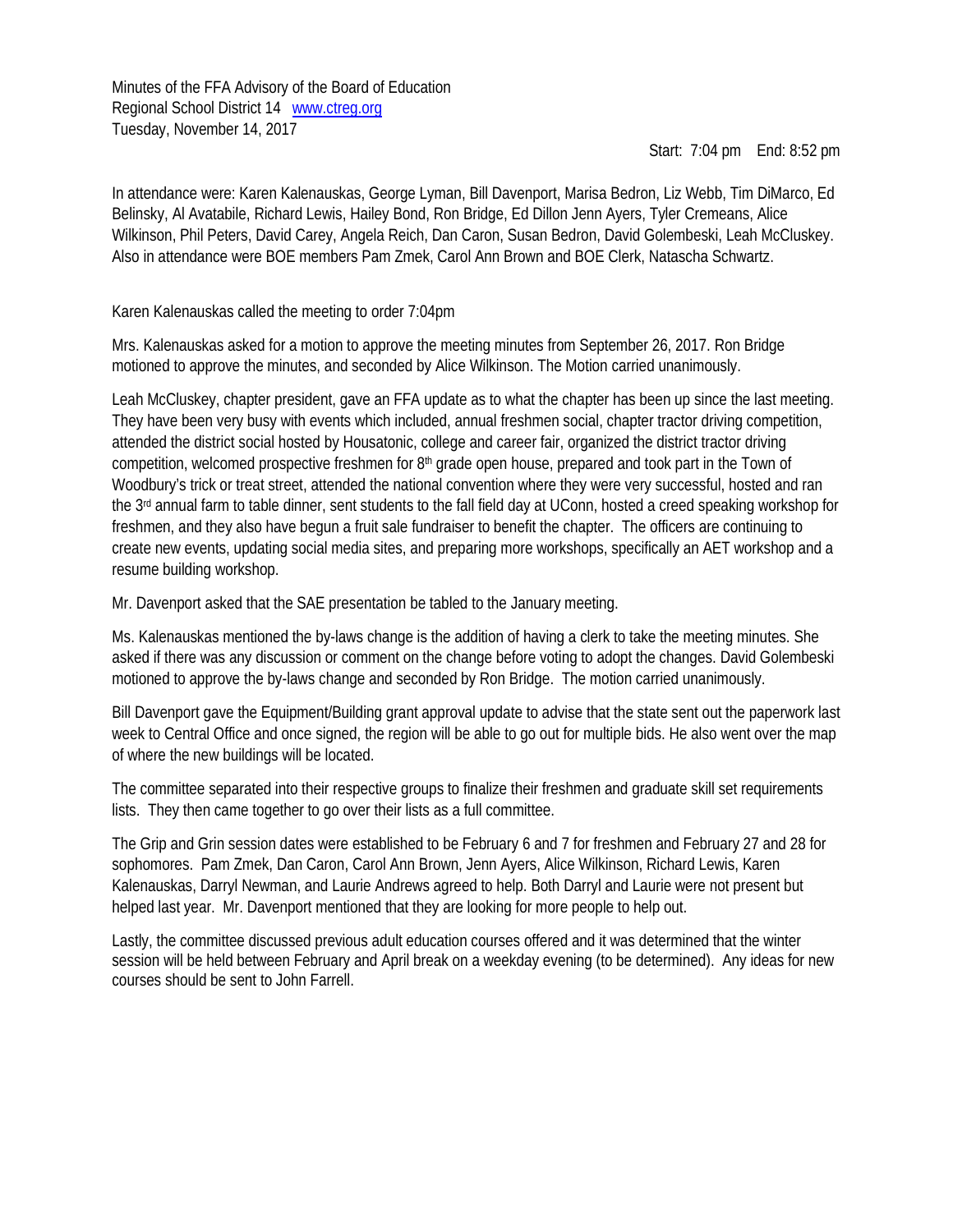Minutes of the FFA Advisory of the Board of Education
Regional School District 14 www.ctreg.org
Tuesday, November 14, 2017

Start: 7:04 pm End: 8:52 pm

In attendance were: Karen Kalenauskas, George Lyman, Bill Davenport, Marisa Bedron, Liz Webb, Tim DiMarco, Ed Belinsky, Al Avatabile, Richard Lewis, Hailey Bond, Ron Bridge, Ed Dillon Jenn Ayers, Tyler Cremeans, Alice Wilkinson, Phil Peters, David Carey, Angela Reich, Dan Caron, Susan Bedron, David Golembeski, Leah McCluskey. Also in attendance were BOE members Pam Zmek, Carol Ann Brown and BOE Clerk, Natascha Schwartz.

Karen Kalenauskas called the meeting to order 7:04pm

Mrs. Kalenauskas asked for a motion to approve the meeting minutes from September 26, 2017. Ron Bridge motioned to approve the minutes, and seconded by Alice Wilkinson. The Motion carried unanimously.

Leah McCluskey, chapter president, gave an FFA update as to what the chapter has been up since the last meeting. They have been very busy with events which included, annual freshmen social, chapter tractor driving competition, attended the district social hosted by Housatonic, college and career fair, organized the district tractor driving competition, welcomed prospective freshmen for 8th grade open house, prepared and took part in the Town of Woodbury's trick or treat street, attended the national convention where they were very successful, hosted and ran the 3rd annual farm to table dinner, sent students to the fall field day at UConn, hosted a creed speaking workshop for freshmen, and they also have begun a fruit sale fundraiser to benefit the chapter. The officers are continuing to create new events, updating social media sites, and preparing more workshops, specifically an AET workshop and a resume building workshop.

Mr. Davenport asked that the SAE presentation be tabled to the January meeting.

Ms. Kalenauskas mentioned the by-laws change is the addition of having a clerk to take the meeting minutes. She asked if there was any discussion or comment on the change before voting to adopt the changes. David Golembeski motioned to approve the by-laws change and seconded by Ron Bridge. The motion carried unanimously.

Bill Davenport gave the Equipment/Building grant approval update to advise that the state sent out the paperwork last week to Central Office and once signed, the region will be able to go out for multiple bids. He also went over the map of where the new buildings will be located.

The committee separated into their respective groups to finalize their freshmen and graduate skill set requirements lists. They then came together to go over their lists as a full committee.

The Grip and Grin session dates were established to be February 6 and 7 for freshmen and February 27 and 28 for sophomores. Pam Zmek, Dan Caron, Carol Ann Brown, Jenn Ayers, Alice Wilkinson, Richard Lewis, Karen Kalenauskas, Darryl Newman, and Laurie Andrews agreed to help. Both Darryl and Laurie were not present but helped last year. Mr. Davenport mentioned that they are looking for more people to help out.

Lastly, the committee discussed previous adult education courses offered and it was determined that the winter session will be held between February and April break on a weekday evening (to be determined). Any ideas for new courses should be sent to John Farrell.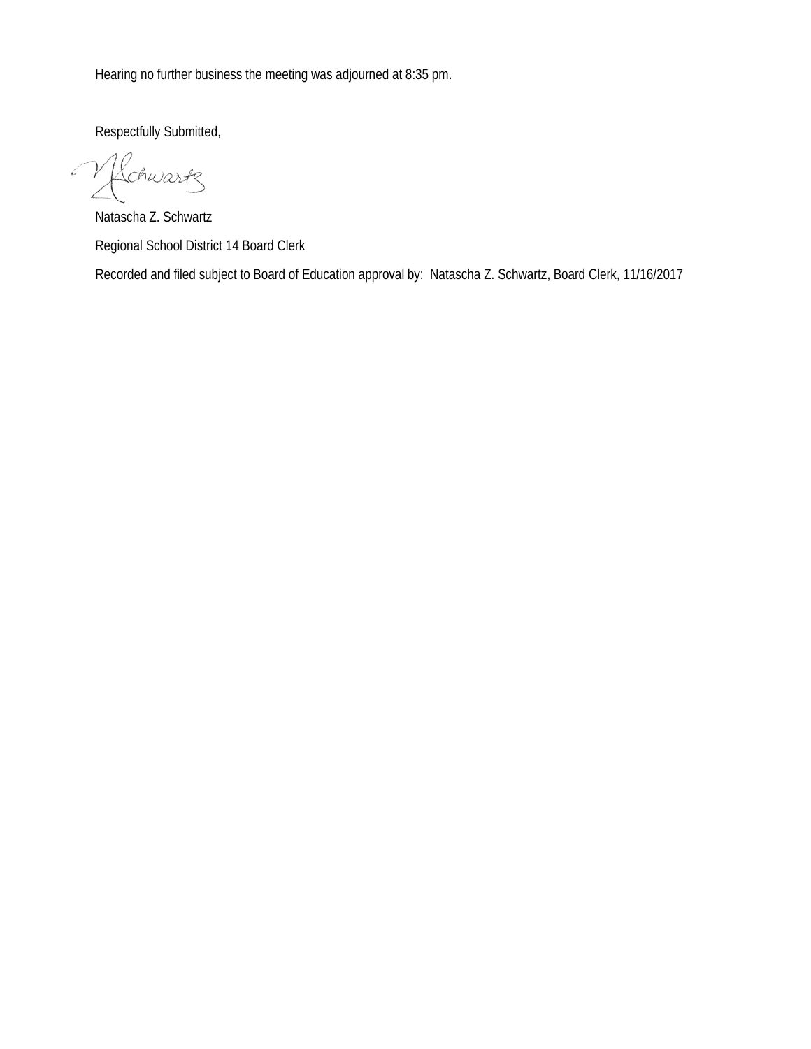Hearing no further business the meeting was adjourned at 8:35 pm.

Respectfully Submitted,

Natascha Z. Schwartz

Regional School District 14 Board Clerk

Recorded and filed subject to Board of Education approval by: Natascha Z. Schwartz, Board Clerk, 11/16/2017